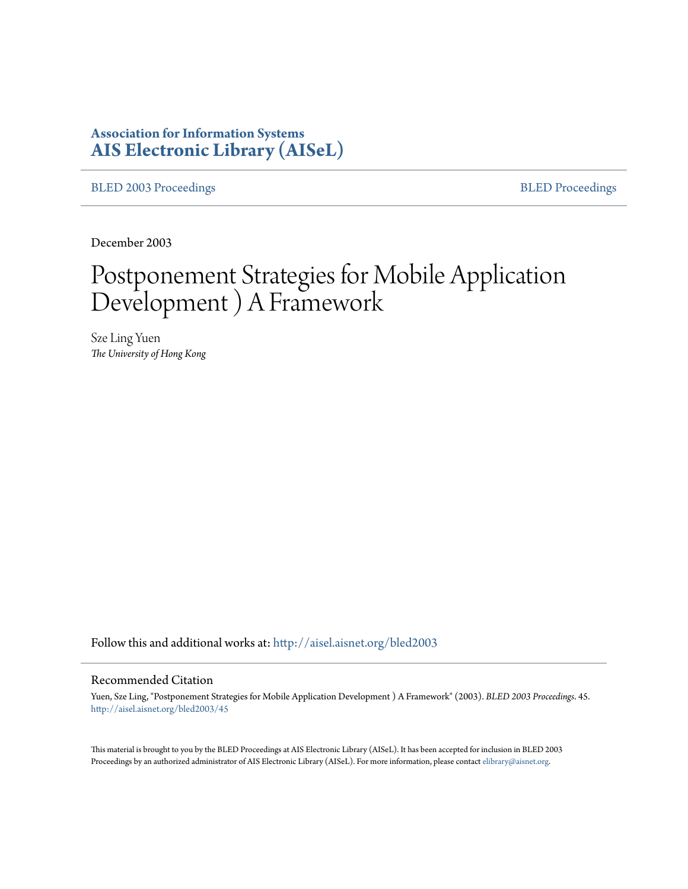**Association for Information Systems**
**AIS Electronic Library (AISeL)**

BLED 2003 Proceedings — BLED Proceedings

December 2003

# Postponement Strategies for Mobile Application Development ) A Framework

Sze Ling Yuen
*The University of Hong Kong*

Follow this and additional works at: http://aisel.aisnet.org/bled2003

## Recommended Citation

Yuen, Sze Ling, "Postponement Strategies for Mobile Application Development ) A Framework" (2003). *BLED 2003 Proceedings*. 45.
http://aisel.aisnet.org/bled2003/45

This material is brought to you by the BLED Proceedings at AIS Electronic Library (AISeL). It has been accepted for inclusion in BLED 2003 Proceedings by an authorized administrator of AIS Electronic Library (AISeL). For more information, please contact elibrary@aisnet.org.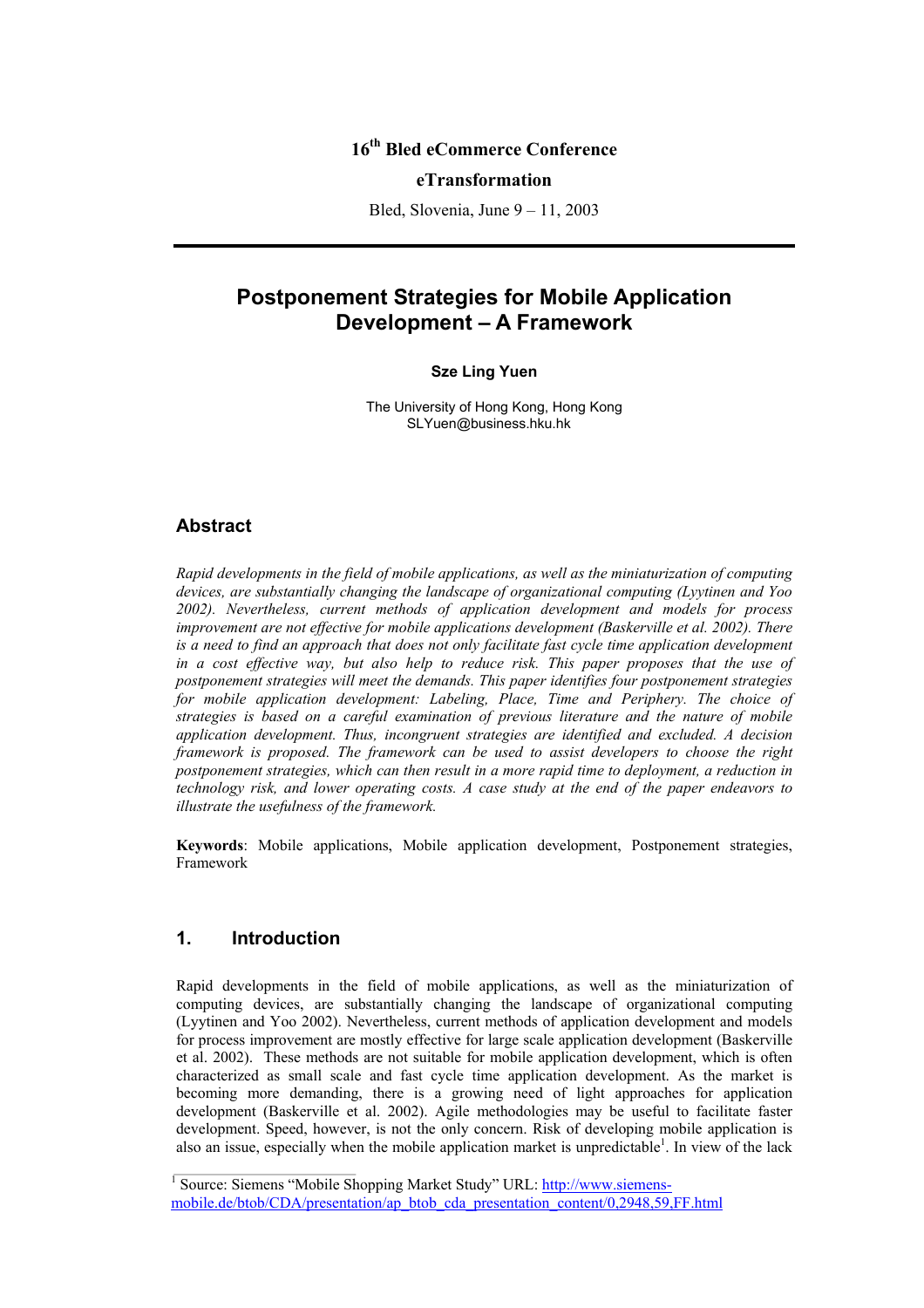16th Bled eCommerce Conference

**eTransformation**

Bled, Slovenia, June 9 – 11, 2003

---

# Postponement Strategies for Mobile Application Development – A Framework

**Sze Ling Yuen**

The University of Hong Kong, Hong Kong
SLYuen@business.hku.hk

## Abstract

*Rapid developments in the field of mobile applications, as well as the miniaturization of computing devices, are substantially changing the landscape of organizational computing (Lyytinen and Yoo 2002). Nevertheless, current methods of application development and models for process improvement are not effective for mobile applications development (Baskerville et al. 2002). There is a need to find an approach that does not only facilitate fast cycle time application development in a cost effective way, but also help to reduce risk. This paper proposes that the use of postponement strategies will meet the demands. This paper identifies four postponement strategies for mobile application development: Labeling, Place, Time and Periphery. The choice of strategies is based on a careful examination of previous literature and the nature of mobile application development. Thus, incongruent strategies are identified and excluded. A decision framework is proposed. The framework can be used to assist developers to choose the right postponement strategies, which can then result in a more rapid time to deployment, a reduction in technology risk, and lower operating costs. A case study at the end of the paper endeavors to illustrate the usefulness of the framework.*

**Keywords**: Mobile applications, Mobile application development, Postponement strategies, Framework

## 1. Introduction

Rapid developments in the field of mobile applications, as well as the miniaturization of computing devices, are substantially changing the landscape of organizational computing (Lyytinen and Yoo 2002). Nevertheless, current methods of application development and models for process improvement are mostly effective for large scale application development (Baskerville et al. 2002). These methods are not suitable for mobile application development, which is often characterized as small scale and fast cycle time application development. As the market is becoming more demanding, there is a growing need of light approaches for application development (Baskerville et al. 2002). Agile methodologies may be useful to facilitate faster development. Speed, however, is not the only concern. Risk of developing mobile application is also an issue, especially when the mobile application market is unpredictable[1]. In view of the lack

[1] Source: Siemens "Mobile Shopping Market Study" URL: http://www.siemens-mobile.de/btob/CDA/presentation/ap_btob_cda_presentation_content/0,2948,59,FF.html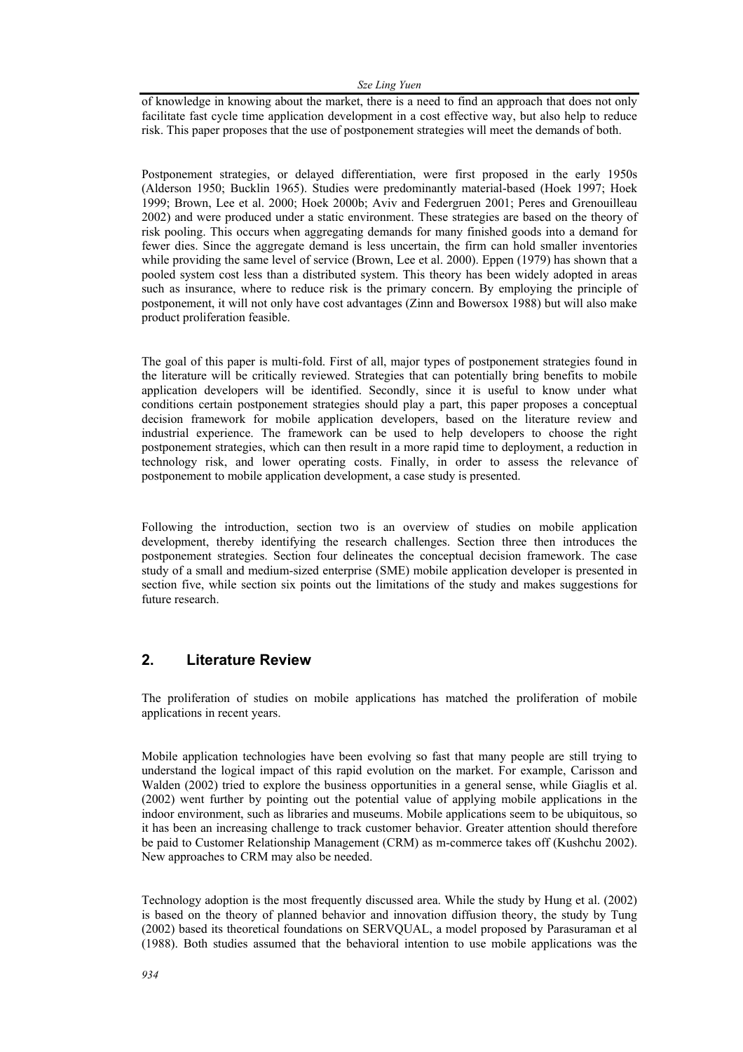of knowledge in knowing about the market, there is a need to find an approach that does not only facilitate fast cycle time application development in a cost effective way, but also help to reduce risk. This paper proposes that the use of postponement strategies will meet the demands of both.

Postponement strategies, or delayed differentiation, were first proposed in the early 1950s (Alderson 1950; Bucklin 1965). Studies were predominantly material-based (Hoek 1997; Hoek 1999; Brown, Lee et al. 2000; Hoek 2000b; Aviv and Federgruen 2001; Peres and Grenouilleau 2002) and were produced under a static environment. These strategies are based on the theory of risk pooling. This occurs when aggregating demands for many finished goods into a demand for fewer dies. Since the aggregate demand is less uncertain, the firm can hold smaller inventories while providing the same level of service (Brown, Lee et al. 2000). Eppen (1979) has shown that a pooled system cost less than a distributed system. This theory has been widely adopted in areas such as insurance, where to reduce risk is the primary concern. By employing the principle of postponement, it will not only have cost advantages (Zinn and Bowersox 1988) but will also make product proliferation feasible.

The goal of this paper is multi-fold. First of all, major types of postponement strategies found in the literature will be critically reviewed. Strategies that can potentially bring benefits to mobile application developers will be identified. Secondly, since it is useful to know under what conditions certain postponement strategies should play a part, this paper proposes a conceptual decision framework for mobile application developers, based on the literature review and industrial experience. The framework can be used to help developers to choose the right postponement strategies, which can then result in a more rapid time to deployment, a reduction in technology risk, and lower operating costs. Finally, in order to assess the relevance of postponement to mobile application development, a case study is presented.

Following the introduction, section two is an overview of studies on mobile application development, thereby identifying the research challenges. Section three then introduces the postponement strategies. Section four delineates the conceptual decision framework. The case study of a small and medium-sized enterprise (SME) mobile application developer is presented in section five, while section six points out the limitations of the study and makes suggestions for future research.

## 2. Literature Review

The proliferation of studies on mobile applications has matched the proliferation of mobile applications in recent years.

Mobile application technologies have been evolving so fast that many people are still trying to understand the logical impact of this rapid evolution on the market. For example, Carisson and Walden (2002) tried to explore the business opportunities in a general sense, while Giaglis et al. (2002) went further by pointing out the potential value of applying mobile applications in the indoor environment, such as libraries and museums. Mobile applications seem to be ubiquitous, so it has been an increasing challenge to track customer behavior. Greater attention should therefore be paid to Customer Relationship Management (CRM) as m-commerce takes off (Kushchu 2002). New approaches to CRM may also be needed.

Technology adoption is the most frequently discussed area. While the study by Hung et al. (2002) is based on the theory of planned behavior and innovation diffusion theory, the study by Tung (2002) based its theoretical foundations on SERVQUAL, a model proposed by Parasuraman et al (1988). Both studies assumed that the behavioral intention to use mobile applications was the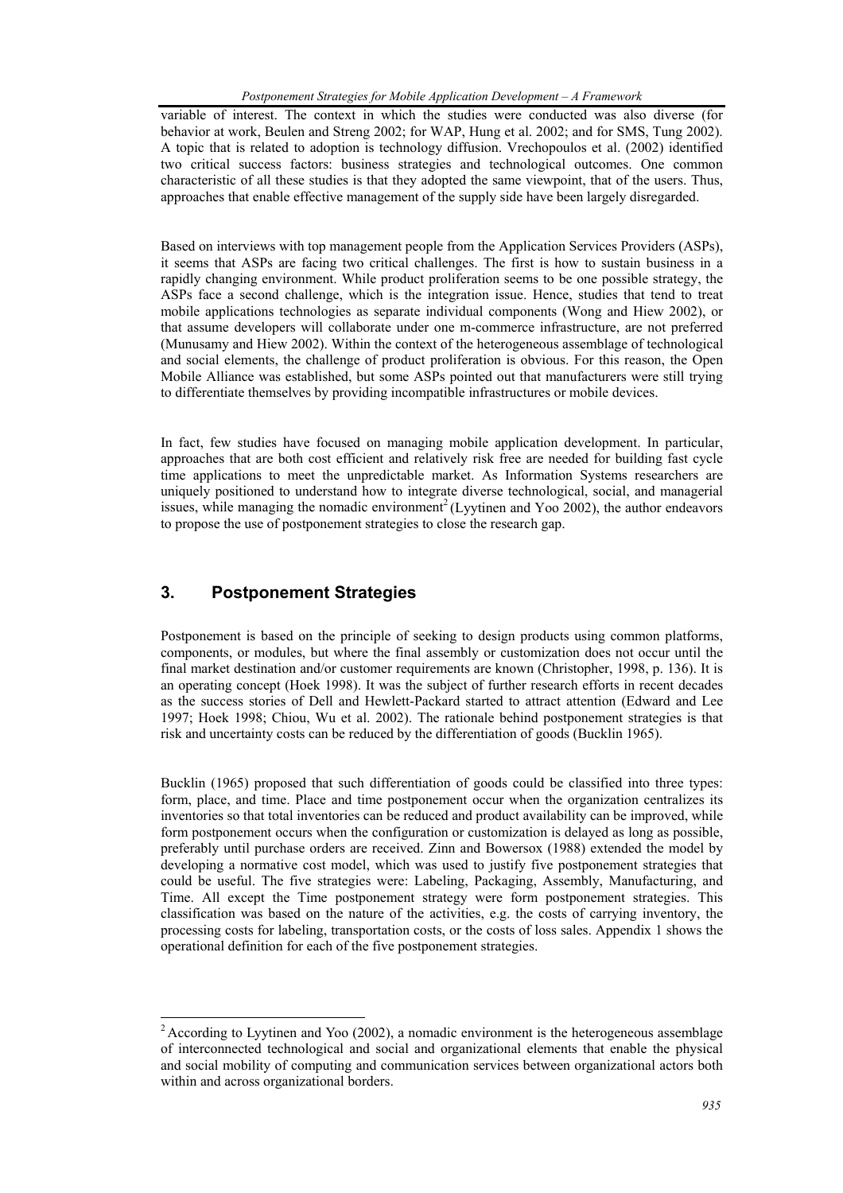variable of interest. The context in which the studies were conducted was also diverse (for behavior at work, Beulen and Streng 2002; for WAP, Hung et al. 2002; and for SMS, Tung 2002). A topic that is related to adoption is technology diffusion. Vrechopoulos et al. (2002) identified two critical success factors: business strategies and technological outcomes. One common characteristic of all these studies is that they adopted the same viewpoint, that of the users. Thus, approaches that enable effective management of the supply side have been largely disregarded.

Based on interviews with top management people from the Application Services Providers (ASPs), it seems that ASPs are facing two critical challenges. The first is how to sustain business in a rapidly changing environment. While product proliferation seems to be one possible strategy, the ASPs face a second challenge, which is the integration issue. Hence, studies that tend to treat mobile applications technologies as separate individual components (Wong and Hiew 2002), or that assume developers will collaborate under one m-commerce infrastructure, are not preferred (Munusamy and Hiew 2002). Within the context of the heterogeneous assemblage of technological and social elements, the challenge of product proliferation is obvious. For this reason, the Open Mobile Alliance was established, but some ASPs pointed out that manufacturers were still trying to differentiate themselves by providing incompatible infrastructures or mobile devices.

In fact, few studies have focused on managing mobile application development. In particular, approaches that are both cost efficient and relatively risk free are needed for building fast cycle time applications to meet the unpredictable market. As Information Systems researchers are uniquely positioned to understand how to integrate diverse technological, social, and managerial issues, while managing the nomadic environment[2] (Lyytinen and Yoo 2002), the author endeavors to propose the use of postponement strategies to close the research gap.

## 3. Postponement Strategies

Postponement is based on the principle of seeking to design products using common platforms, components, or modules, but where the final assembly or customization does not occur until the final market destination and/or customer requirements are known (Christopher, 1998, p. 136). It is an operating concept (Hoek 1998). It was the subject of further research efforts in recent decades as the success stories of Dell and Hewlett-Packard started to attract attention (Edward and Lee 1997; Hoek 1998; Chiou, Wu et al. 2002). The rationale behind postponement strategies is that risk and uncertainty costs can be reduced by the differentiation of goods (Bucklin 1965).

Bucklin (1965) proposed that such differentiation of goods could be classified into three types: form, place, and time. Place and time postponement occur when the organization centralizes its inventories so that total inventories can be reduced and product availability can be improved, while form postponement occurs when the configuration or customization is delayed as long as possible, preferably until purchase orders are received. Zinn and Bowersox (1988) extended the model by developing a normative cost model, which was used to justify five postponement strategies that could be useful. The five strategies were: Labeling, Packaging, Assembly, Manufacturing, and Time. All except the Time postponement strategy were form postponement strategies. This classification was based on the nature of the activities, e.g. the costs of carrying inventory, the processing costs for labeling, transportation costs, or the costs of loss sales. Appendix 1 shows the operational definition for each of the five postponement strategies.

[2] According to Lyytinen and Yoo (2002), a nomadic environment is the heterogeneous assemblage of interconnected technological and social and organizational elements that enable the physical and social mobility of computing and communication services between organizational actors both within and across organizational borders.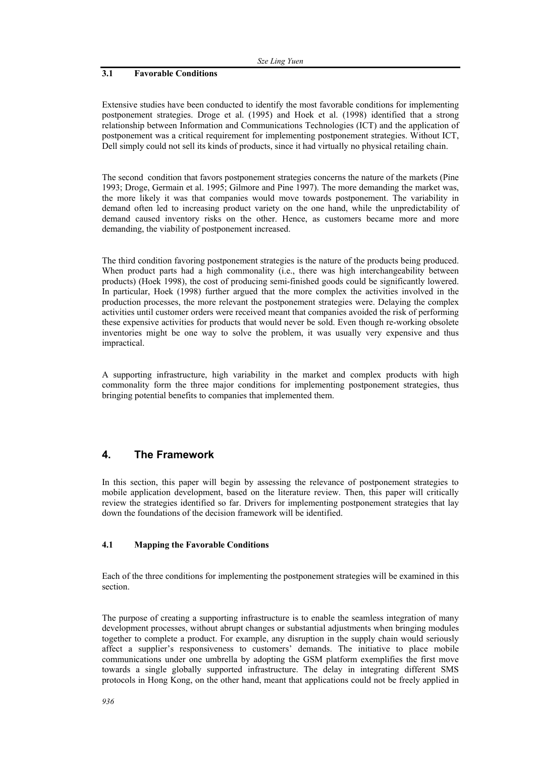### 3.1 Favorable Conditions

Extensive studies have been conducted to identify the most favorable conditions for implementing postponement strategies. Droge et al. (1995) and Hoek et al. (1998) identified that a strong relationship between Information and Communications Technologies (ICT) and the application of postponement was a critical requirement for implementing postponement strategies. Without ICT, Dell simply could not sell its kinds of products, since it had virtually no physical retailing chain.

The second condition that favors postponement strategies concerns the nature of the markets (Pine 1993; Droge, Germain et al. 1995; Gilmore and Pine 1997). The more demanding the market was, the more likely it was that companies would move towards postponement. The variability in demand often led to increasing product variety on the one hand, while the unpredictability of demand caused inventory risks on the other. Hence, as customers became more and more demanding, the viability of postponement increased.

The third condition favoring postponement strategies is the nature of the products being produced. When product parts had a high commonality (i.e., there was high interchangeability between products) (Hoek 1998), the cost of producing semi-finished goods could be significantly lowered. In particular, Hoek (1998) further argued that the more complex the activities involved in the production processes, the more relevant the postponement strategies were. Delaying the complex activities until customer orders were received meant that companies avoided the risk of performing these expensive activities for products that would never be sold. Even though re-working obsolete inventories might be one way to solve the problem, it was usually very expensive and thus impractical.

A supporting infrastructure, high variability in the market and complex products with high commonality form the three major conditions for implementing postponement strategies, thus bringing potential benefits to companies that implemented them.

## 4. The Framework

In this section, this paper will begin by assessing the relevance of postponement strategies to mobile application development, based on the literature review. Then, this paper will critically review the strategies identified so far. Drivers for implementing postponement strategies that lay down the foundations of the decision framework will be identified.

### 4.1 Mapping the Favorable Conditions

Each of the three conditions for implementing the postponement strategies will be examined in this section.

The purpose of creating a supporting infrastructure is to enable the seamless integration of many development processes, without abrupt changes or substantial adjustments when bringing modules together to complete a product. For example, any disruption in the supply chain would seriously affect a supplier's responsiveness to customers' demands. The initiative to place mobile communications under one umbrella by adopting the GSM platform exemplifies the first move towards a single globally supported infrastructure. The delay in integrating different SMS protocols in Hong Kong, on the other hand, meant that applications could not be freely applied in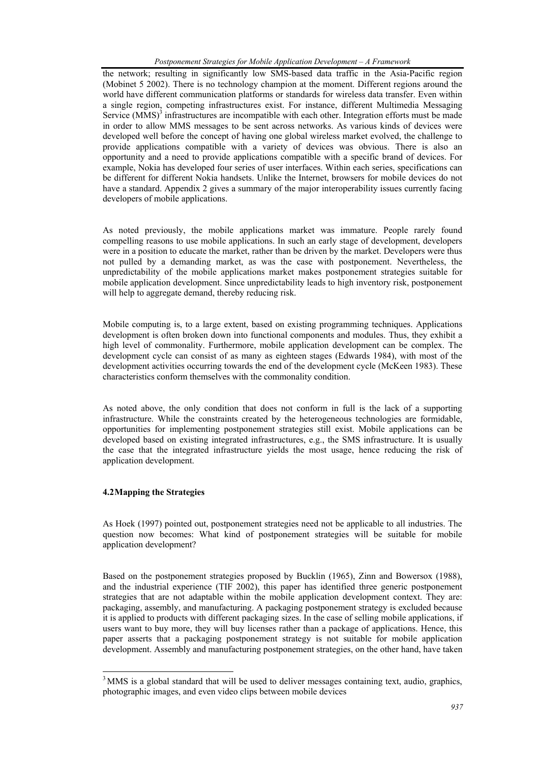the network; resulting in significantly low SMS-based data traffic in the Asia-Pacific region (Mobinet 5 2002). There is no technology champion at the moment. Different regions around the world have different communication platforms or standards for wireless data transfer. Even within a single region, competing infrastructures exist. For instance, different Multimedia Messaging Service (MMS)[3] infrastructures are incompatible with each other. Integration efforts must be made in order to allow MMS messages to be sent across networks. As various kinds of devices were developed well before the concept of having one global wireless market evolved, the challenge to provide applications compatible with a variety of devices was obvious. There is also an opportunity and a need to provide applications compatible with a specific brand of devices. For example, Nokia has developed four series of user interfaces. Within each series, specifications can be different for different Nokia handsets. Unlike the Internet, browsers for mobile devices do not have a standard. Appendix 2 gives a summary of the major interoperability issues currently facing developers of mobile applications.

As noted previously, the mobile applications market was immature. People rarely found compelling reasons to use mobile applications. In such an early stage of development, developers were in a position to educate the market, rather than be driven by the market. Developers were thus not pulled by a demanding market, as was the case with postponement. Nevertheless, the unpredictability of the mobile applications market makes postponement strategies suitable for mobile application development. Since unpredictability leads to high inventory risk, postponement will help to aggregate demand, thereby reducing risk.

Mobile computing is, to a large extent, based on existing programming techniques. Applications development is often broken down into functional components and modules. Thus, they exhibit a high level of commonality. Furthermore, mobile application development can be complex. The development cycle can consist of as many as eighteen stages (Edwards 1984), with most of the development activities occurring towards the end of the development cycle (McKeen 1983). These characteristics conform themselves with the commonality condition.

As noted above, the only condition that does not conform in full is the lack of a supporting infrastructure. While the constraints created by the heterogeneous technologies are formidable, opportunities for implementing postponement strategies still exist. Mobile applications can be developed based on existing integrated infrastructures, e.g., the SMS infrastructure. It is usually the case that the integrated infrastructure yields the most usage, hence reducing the risk of application development.

### 4.2 Mapping the Strategies

As Hoek (1997) pointed out, postponement strategies need not be applicable to all industries. The question now becomes: What kind of postponement strategies will be suitable for mobile application development?

Based on the postponement strategies proposed by Bucklin (1965), Zinn and Bowersox (1988), and the industrial experience (TIF 2002), this paper has identified three generic postponement strategies that are not adaptable within the mobile application development context. They are: packaging, assembly, and manufacturing. A packaging postponement strategy is excluded because it is applied to products with different packaging sizes. In the case of selling mobile applications, if users want to buy more, they will buy licenses rather than a package of applications. Hence, this paper asserts that a packaging postponement strategy is not suitable for mobile application development. Assembly and manufacturing postponement strategies, on the other hand, have taken

---

[3] MMS is a global standard that will be used to deliver messages containing text, audio, graphics, photographic images, and even video clips between mobile devices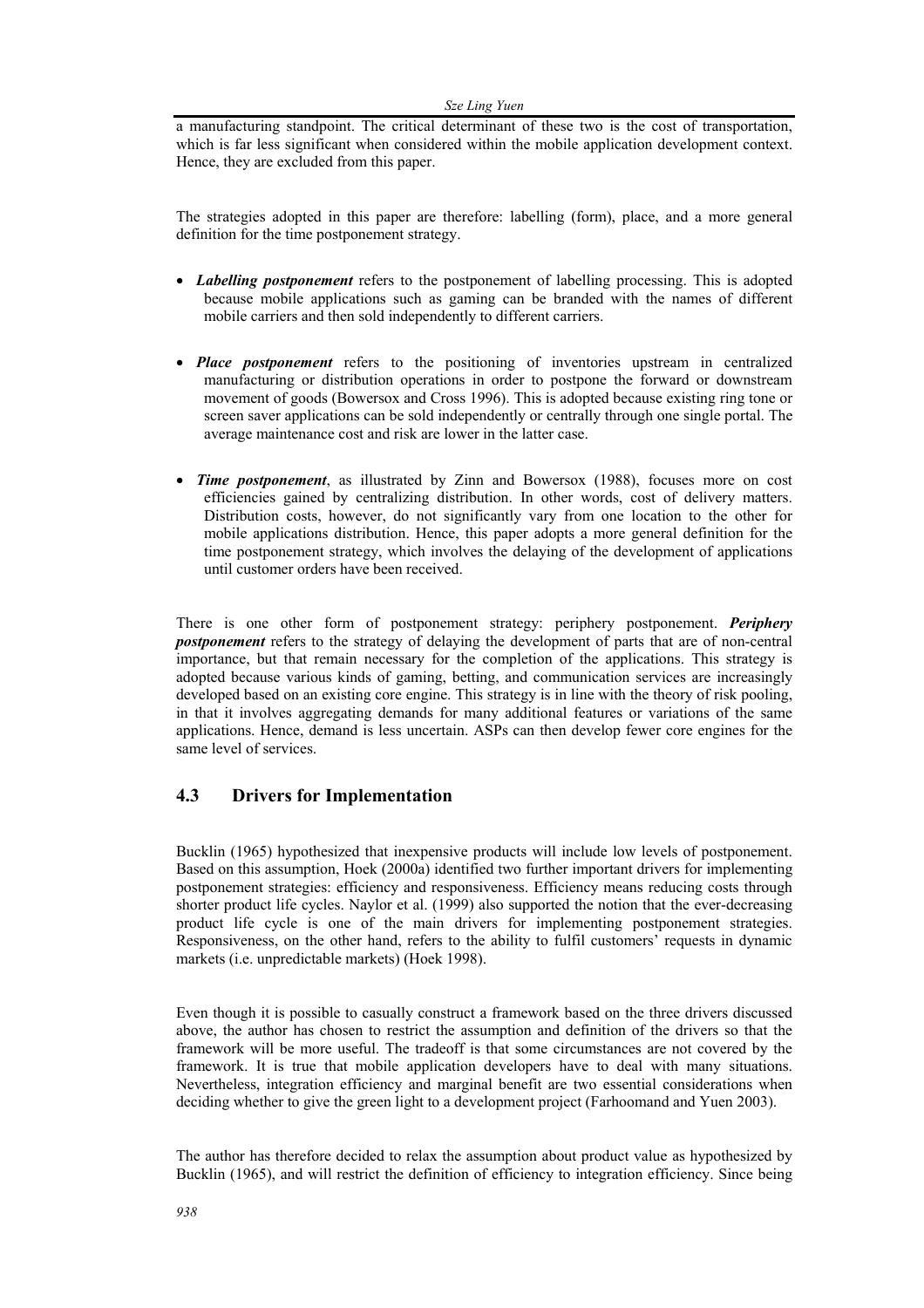a manufacturing standpoint. The critical determinant of these two is the cost of transportation, which is far less significant when considered within the mobile application development context. Hence, they are excluded from this paper.

The strategies adopted in this paper are therefore: labelling (form), place, and a more general definition for the time postponement strategy.

- ***Labelling postponement*** refers to the postponement of labelling processing. This is adopted because mobile applications such as gaming can be branded with the names of different mobile carriers and then sold independently to different carriers.

- ***Place postponement*** refers to the positioning of inventories upstream in centralized manufacturing or distribution operations in order to postpone the forward or downstream movement of goods (Bowersox and Cross 1996). This is adopted because existing ring tone or screen saver applications can be sold independently or centrally through one single portal. The average maintenance cost and risk are lower in the latter case.

- ***Time postponement***, as illustrated by Zinn and Bowersox (1988), focuses more on cost efficiencies gained by centralizing distribution. In other words, cost of delivery matters. Distribution costs, however, do not significantly vary from one location to the other for mobile applications distribution. Hence, this paper adopts a more general definition for the time postponement strategy, which involves the delaying of the development of applications until customer orders have been received.

There is one other form of postponement strategy: periphery postponement. ***Periphery postponement*** refers to the strategy of delaying the development of parts that are of non-central importance, but that remain necessary for the completion of the applications. This strategy is adopted because various kinds of gaming, betting, and communication services are increasingly developed based on an existing core engine. This strategy is in line with the theory of risk pooling, in that it involves aggregating demands for many additional features or variations of the same applications. Hence, demand is less uncertain. ASPs can then develop fewer core engines for the same level of services.

## 4.3 Drivers for Implementation

Bucklin (1965) hypothesized that inexpensive products will include low levels of postponement. Based on this assumption, Hoek (2000a) identified two further important drivers for implementing postponement strategies: efficiency and responsiveness. Efficiency means reducing costs through shorter product life cycles. Naylor et al. (1999) also supported the notion that the ever-decreasing product life cycle is one of the main drivers for implementing postponement strategies. Responsiveness, on the other hand, refers to the ability to fulfil customers' requests in dynamic markets (i.e. unpredictable markets) (Hoek 1998).

Even though it is possible to casually construct a framework based on the three drivers discussed above, the author has chosen to restrict the assumption and definition of the drivers so that the framework will be more useful. The tradeoff is that some circumstances are not covered by the framework. It is true that mobile application developers have to deal with many situations. Nevertheless, integration efficiency and marginal benefit are two essential considerations when deciding whether to give the green light to a development project (Farhoomand and Yuen 2003).

The author has therefore decided to relax the assumption about product value as hypothesized by Bucklin (1965), and will restrict the definition of efficiency to integration efficiency. Since being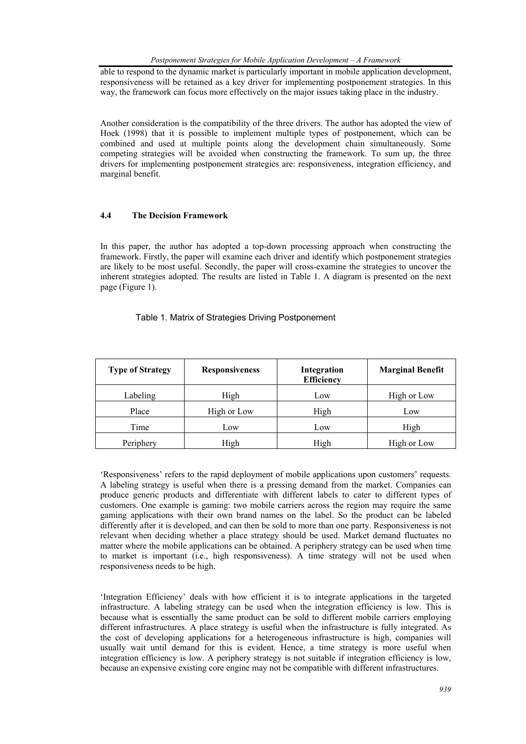able to respond to the dynamic market is particularly important in mobile application development, responsiveness will be retained as a key driver for implementing postponement strategies. In this way, the framework can focus more effectively on the major issues taking place in the industry.

Another consideration is the compatibility of the three drivers. The author has adopted the view of Hoek (1998) that it is possible to implement multiple types of postponement, which can be combined and used at multiple points along the development chain simultaneously. Some competing strategies will be avoided when constructing the framework. To sum up, the three drivers for implementing postponement strategies are: responsiveness, integration efficiency, and marginal benefit.

### 4.4 The Decision Framework

In this paper, the author has adopted a top-down processing approach when constructing the framework. Firstly, the paper will examine each driver and identify which postponement strategies are likely to be most useful. Secondly, the paper will cross-examine the strategies to uncover the inherent strategies adopted. The results are listed in Table 1. A diagram is presented on the next page (Figure 1).

Table 1. Matrix of Strategies Driving Postponement

| Type of Strategy | Responsiveness | Integration Efficiency | Marginal Benefit |
|---|---|---|---|
| Labeling | High | Low | High or Low |
| Place | High or Low | High | Low |
| Time | Low | Low | High |
| Periphery | High | High | High or Low |

'Responsiveness' refers to the rapid deployment of mobile applications upon customers' requests. A labeling strategy is useful when there is a pressing demand from the market. Companies can produce generic products and differentiate with different labels to cater to different types of customers. One example is gaming: two mobile carriers across the region may require the same gaming applications with their own brand names on the label. So the product can be labeled differently after it is developed, and can then be sold to more than one party. Responsiveness is not relevant when deciding whether a place strategy should be used. Market demand fluctuates no matter where the mobile applications can be obtained. A periphery strategy can be used when time to market is important (i.e., high responsiveness). A time strategy will not be used when responsiveness needs to be high.

'Integration Efficiency' deals with how efficient it is to integrate applications in the targeted infrastructure. A labeling strategy can be used when the integration efficiency is low. This is because what is essentially the same product can be sold to different mobile carriers employing different infrastructures. A place strategy is useful when the infrastructure is fully integrated. As the cost of developing applications for a heterogeneous infrastructure is high, companies will usually wait until demand for this is evident. Hence, a time strategy is more useful when integration efficiency is low. A periphery strategy is not suitable if integration efficiency is low, because an expensive existing core engine may not be compatible with different infrastructures.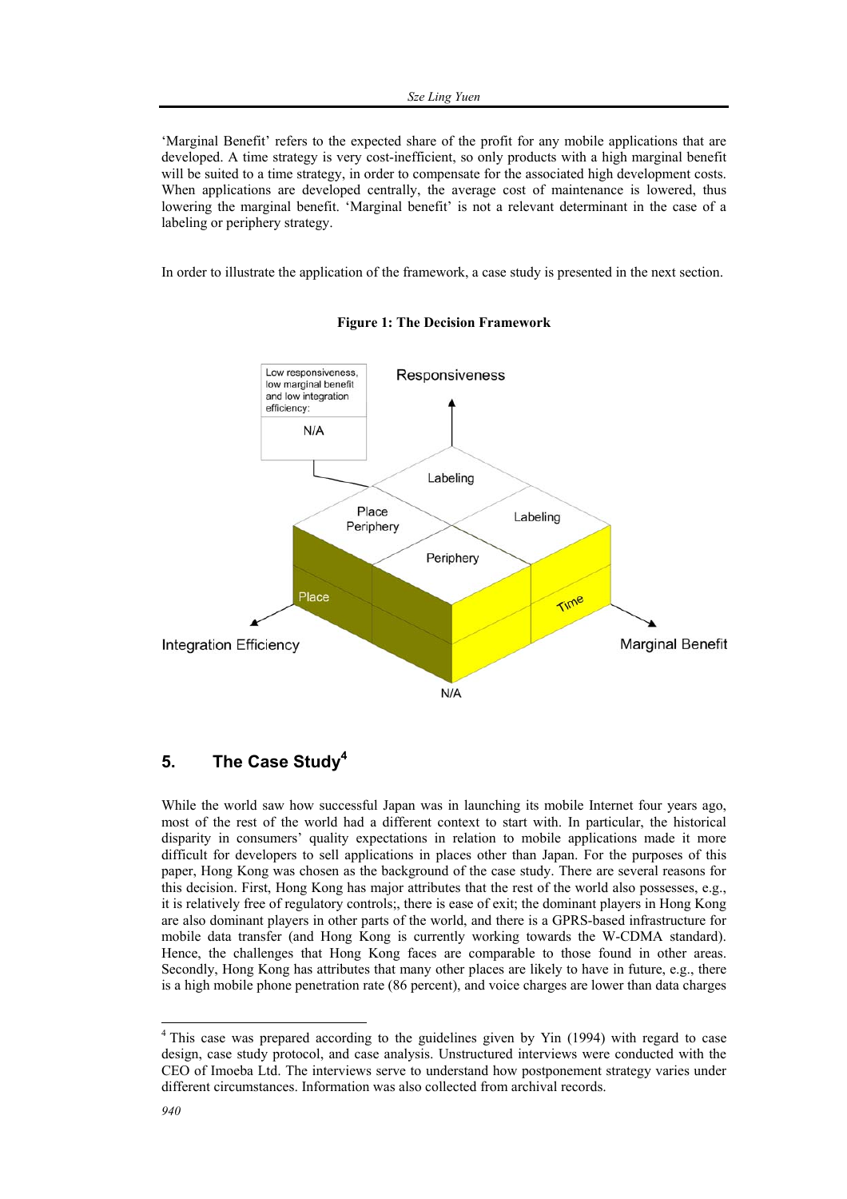'Marginal Benefit' refers to the expected share of the profit for any mobile applications that are developed. A time strategy is very cost-inefficient, so only products with a high marginal benefit will be suited to a time strategy, in order to compensate for the associated high development costs. When applications are developed centrally, the average cost of maintenance is lowered, thus lowering the marginal benefit. 'Marginal benefit' is not a relevant determinant in the case of a labeling or periphery strategy.

In order to illustrate the application of the framework, a case study is presented in the next section.

**Figure 1: The Decision Framework**

Low responsiveness, low marginal benefit and low integration efficiency:

N/A

Responsiveness

Labeling

Place Periphery

Labeling

Periphery

Place

Time

Integration Efficiency

Marginal Benefit

N/A

## 5. The Case Study[4]

While the world saw how successful Japan was in launching its mobile Internet four years ago, most of the rest of the world had a different context to start with. In particular, the historical disparity in consumers' quality expectations in relation to mobile applications made it more difficult for developers to sell applications in places other than Japan. For the purposes of this paper, Hong Kong was chosen as the background of the case study. There are several reasons for this decision. First, Hong Kong has major attributes that the rest of the world also possesses, e.g., it is relatively free of regulatory controls;, there is ease of exit; the dominant players in Hong Kong are also dominant players in other parts of the world, and there is a GPRS-based infrastructure for mobile data transfer (and Hong Kong is currently working towards the W-CDMA standard). Hence, the challenges that Hong Kong faces are comparable to those found in other areas. Secondly, Hong Kong has attributes that many other places are likely to have in future, e.g., there is a high mobile phone penetration rate (86 percent), and voice charges are lower than data charges

[4] This case was prepared according to the guidelines given by Yin (1994) with regard to case design, case study protocol, and case analysis. Unstructured interviews were conducted with the CEO of Imoeba Ltd. The interviews serve to understand how postponement strategy varies under different circumstances. Information was also collected from archival records.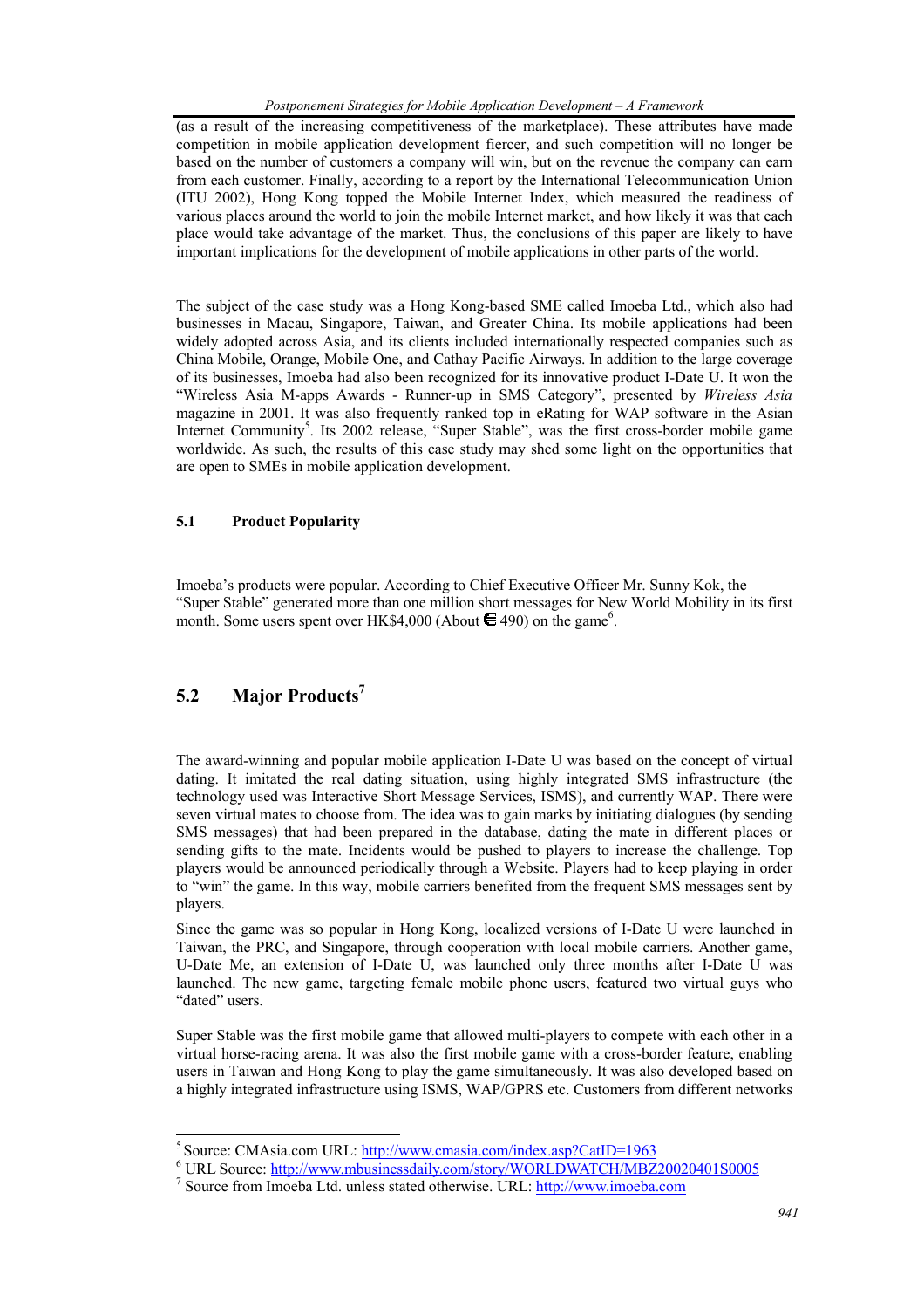(as a result of the increasing competitiveness of the marketplace). These attributes have made competition in mobile application development fiercer, and such competition will no longer be based on the number of customers a company will win, but on the revenue the company can earn from each customer. Finally, according to a report by the International Telecommunication Union (ITU 2002), Hong Kong topped the Mobile Internet Index, which measured the readiness of various places around the world to join the mobile Internet market, and how likely it was that each place would take advantage of the market. Thus, the conclusions of this paper are likely to have important implications for the development of mobile applications in other parts of the world.

The subject of the case study was a Hong Kong-based SME called Imoeba Ltd., which also had businesses in Macau, Singapore, Taiwan, and Greater China. Its mobile applications had been widely adopted across Asia, and its clients included internationally respected companies such as China Mobile, Orange, Mobile One, and Cathay Pacific Airways. In addition to the large coverage of its businesses, Imoeba had also been recognized for its innovative product I-Date U. It won the "Wireless Asia M-apps Awards - Runner-up in SMS Category", presented by *Wireless Asia* magazine in 2001. It was also frequently ranked top in eRating for WAP software in the Asian Internet Community[5]. Its 2002 release, "Super Stable", was the first cross-border mobile game worldwide. As such, the results of this case study may shed some light on the opportunities that are open to SMEs in mobile application development.

### 5.1 Product Popularity

Imoeba's products were popular. According to Chief Executive Officer Mr. Sunny Kok, the "Super Stable" generated more than one million short messages for New World Mobility in its first month. Some users spent over HK$4,000 (About € 490) on the game[6].

## 5.2 Major Products[7]

The award-winning and popular mobile application I-Date U was based on the concept of virtual dating. It imitated the real dating situation, using highly integrated SMS infrastructure (the technology used was Interactive Short Message Services, ISMS), and currently WAP. There were seven virtual mates to choose from. The idea was to gain marks by initiating dialogues (by sending SMS messages) that had been prepared in the database, dating the mate in different places or sending gifts to the mate. Incidents would be pushed to players to increase the challenge. Top players would be announced periodically through a Website. Players had to keep playing in order to "win" the game. In this way, mobile carriers benefited from the frequent SMS messages sent by players.

Since the game was so popular in Hong Kong, localized versions of I-Date U were launched in Taiwan, the PRC, and Singapore, through cooperation with local mobile carriers. Another game, U-Date Me, an extension of I-Date U, was launched only three months after I-Date U was launched. The new game, targeting female mobile phone users, featured two virtual guys who "dated" users.

Super Stable was the first mobile game that allowed multi-players to compete with each other in a virtual horse-racing arena. It was also the first mobile game with a cross-border feature, enabling users in Taiwan and Hong Kong to play the game simultaneously. It was also developed based on a highly integrated infrastructure using ISMS, WAP/GPRS etc. Customers from different networks

---

[5] Source: CMAsia.com URL: http://www.cmasia.com/index.asp?CatID=1963

[6] URL Source: http://www.mbusinessdaily.com/story/WORLDWATCH/MBZ20020401S0005

[7] Source from Imoeba Ltd. unless stated otherwise. URL: http://www.imoeba.com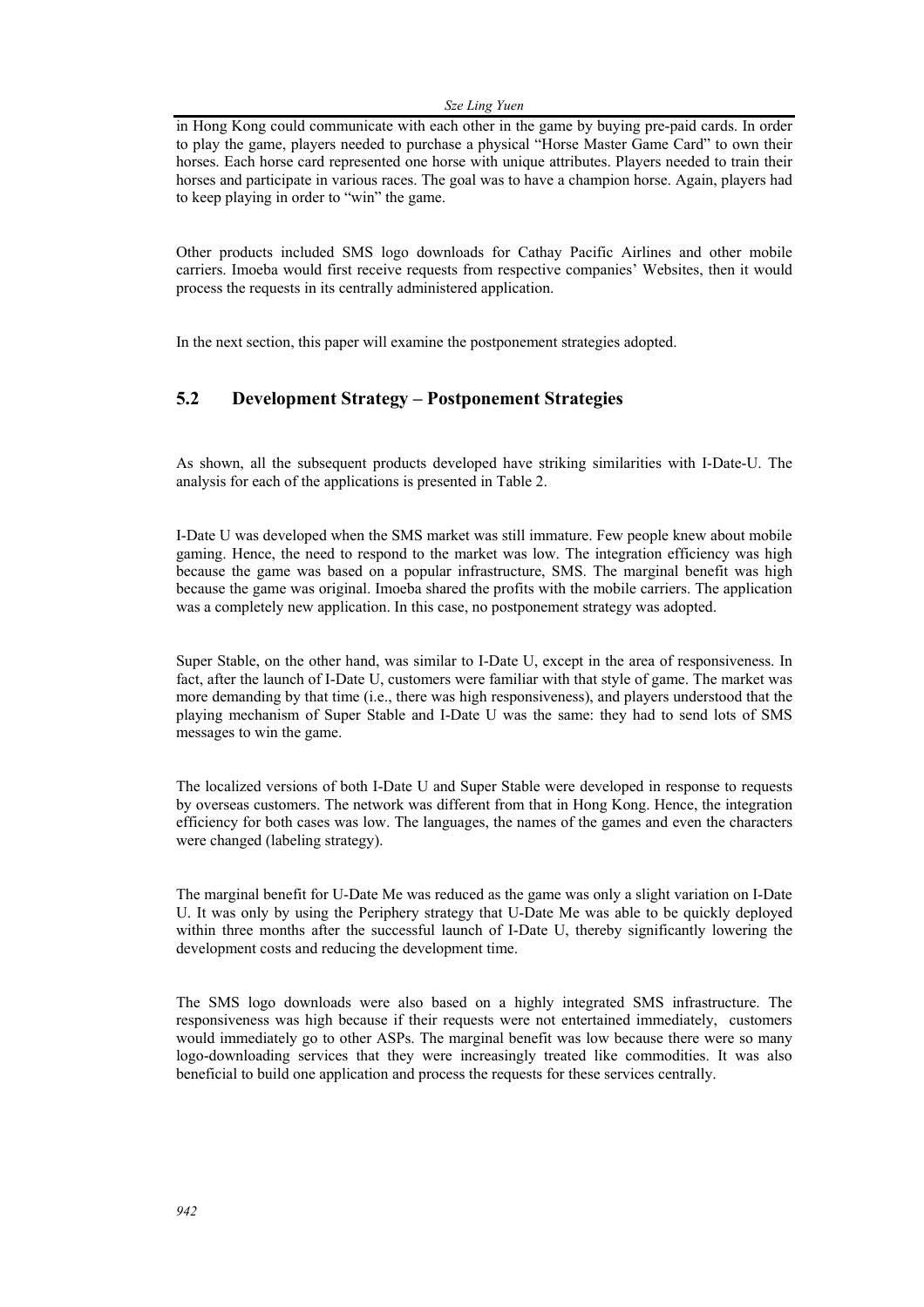in Hong Kong could communicate with each other in the game by buying pre-paid cards. In order to play the game, players needed to purchase a physical "Horse Master Game Card" to own their horses. Each horse card represented one horse with unique attributes. Players needed to train their horses and participate in various races. The goal was to have a champion horse. Again, players had to keep playing in order to "win" the game.

Other products included SMS logo downloads for Cathay Pacific Airlines and other mobile carriers. Imoeba would first receive requests from respective companies' Websites, then it would process the requests in its centrally administered application.

In the next section, this paper will examine the postponement strategies adopted.

## 5.2 Development Strategy – Postponement Strategies

As shown, all the subsequent products developed have striking similarities with I-Date-U. The analysis for each of the applications is presented in Table 2.

I-Date U was developed when the SMS market was still immature. Few people knew about mobile gaming. Hence, the need to respond to the market was low. The integration efficiency was high because the game was based on a popular infrastructure, SMS. The marginal benefit was high because the game was original. Imoeba shared the profits with the mobile carriers. The application was a completely new application. In this case, no postponement strategy was adopted.

Super Stable, on the other hand, was similar to I-Date U, except in the area of responsiveness. In fact, after the launch of I-Date U, customers were familiar with that style of game. The market was more demanding by that time (i.e., there was high responsiveness), and players understood that the playing mechanism of Super Stable and I-Date U was the same: they had to send lots of SMS messages to win the game.

The localized versions of both I-Date U and Super Stable were developed in response to requests by overseas customers. The network was different from that in Hong Kong. Hence, the integration efficiency for both cases was low. The languages, the names of the games and even the characters were changed (labeling strategy).

The marginal benefit for U-Date Me was reduced as the game was only a slight variation on I-Date U. It was only by using the Periphery strategy that U-Date Me was able to be quickly deployed within three months after the successful launch of I-Date U, thereby significantly lowering the development costs and reducing the development time.

The SMS logo downloads were also based on a highly integrated SMS infrastructure. The responsiveness was high because if their requests were not entertained immediately, customers would immediately go to other ASPs. The marginal benefit was low because there were so many logo-downloading services that they were increasingly treated like commodities. It was also beneficial to build one application and process the requests for these services centrally.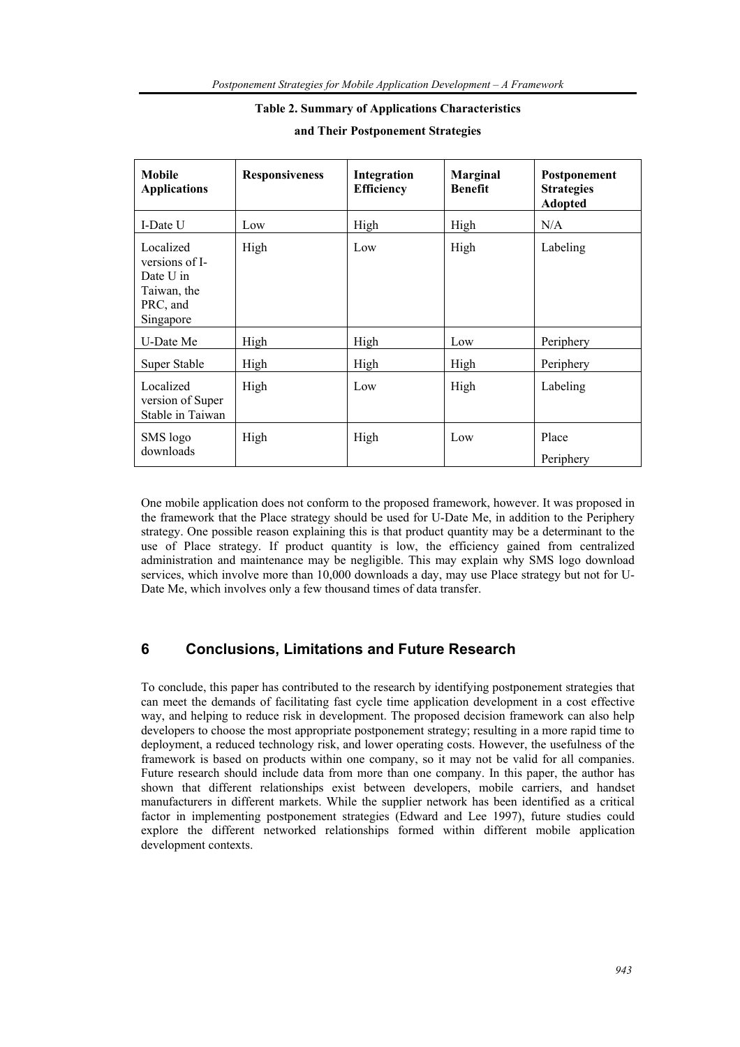**Table 2. Summary of Applications Characteristics and Their Postponement Strategies**

| Mobile Applications | Responsiveness | Integration Efficiency | Marginal Benefit | Postponement Strategies Adopted |
|---|---|---|---|---|
| I-Date U | Low | High | High | N/A |
| Localized versions of I-Date U in Taiwan, the PRC, and Singapore | High | Low | High | Labeling |
| U-Date Me | High | High | Low | Periphery |
| Super Stable | High | High | High | Periphery |
| Localized version of Super Stable in Taiwan | High | Low | High | Labeling |
| SMS logo downloads | High | High | Low | Place Periphery |

One mobile application does not conform to the proposed framework, however. It was proposed in the framework that the Place strategy should be used for U-Date Me, in addition to the Periphery strategy. One possible reason explaining this is that product quantity may be a determinant to the use of Place strategy. If product quantity is low, the efficiency gained from centralized administration and maintenance may be negligible. This may explain why SMS logo download services, which involve more than 10,000 downloads a day, may use Place strategy but not for U-Date Me, which involves only a few thousand times of data transfer.

## 6 Conclusions, Limitations and Future Research

To conclude, this paper has contributed to the research by identifying postponement strategies that can meet the demands of facilitating fast cycle time application development in a cost effective way, and helping to reduce risk in development. The proposed decision framework can also help developers to choose the most appropriate postponement strategy; resulting in a more rapid time to deployment, a reduced technology risk, and lower operating costs. However, the usefulness of the framework is based on products within one company, so it may not be valid for all companies. Future research should include data from more than one company. In this paper, the author has shown that different relationships exist between developers, mobile carriers, and handset manufacturers in different markets. While the supplier network has been identified as a critical factor in implementing postponement strategies (Edward and Lee 1997), future studies could explore the different networked relationships formed within different mobile application development contexts.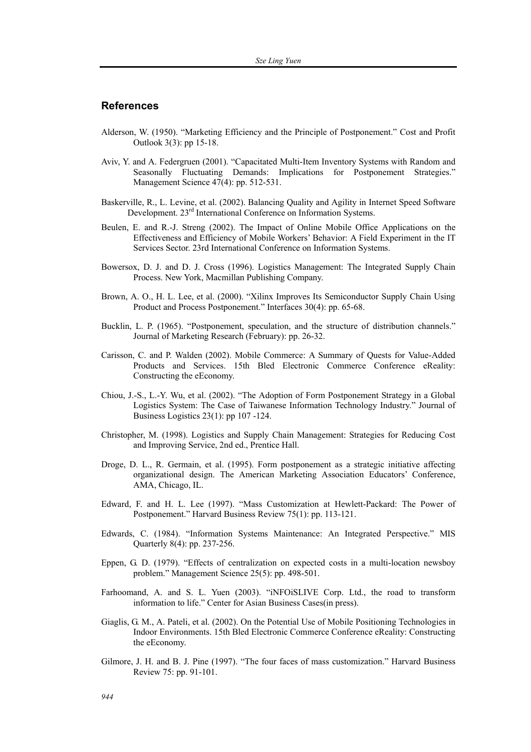## References

Alderson, W. (1950). "Marketing Efficiency and the Principle of Postponement." Cost and Profit Outlook 3(3): pp 15-18.

Aviv, Y. and A. Federgruen (2001). "Capacitated Multi-Item Inventory Systems with Random and Seasonally Fluctuating Demands: Implications for Postponement Strategies." Management Science 47(4): pp. 512-531.

Baskerville, R., L. Levine, et al. (2002). Balancing Quality and Agility in Internet Speed Software Development. 23rd International Conference on Information Systems.

Beulen, E. and R.-J. Streng (2002). The Impact of Online Mobile Office Applications on the Effectiveness and Efficiency of Mobile Workers' Behavior: A Field Experiment in the IT Services Sector. 23rd International Conference on Information Systems.

Bowersox, D. J. and D. J. Cross (1996). Logistics Management: The Integrated Supply Chain Process. New York, Macmillan Publishing Company.

Brown, A. O., H. L. Lee, et al. (2000). "Xilinx Improves Its Semiconductor Supply Chain Using Product and Process Postponement." Interfaces 30(4): pp. 65-68.

Bucklin, L. P. (1965). "Postponement, speculation, and the structure of distribution channels." Journal of Marketing Research (February): pp. 26-32.

Carisson, C. and P. Walden (2002). Mobile Commerce: A Summary of Quests for Value-Added Products and Services. 15th Bled Electronic Commerce Conference eReality: Constructing the eEconomy.

Chiou, J.-S., L.-Y. Wu, et al. (2002). "The Adoption of Form Postponement Strategy in a Global Logistics System: The Case of Taiwanese Information Technology Industry." Journal of Business Logistics 23(1): pp 107 -124.

Christopher, M. (1998). Logistics and Supply Chain Management: Strategies for Reducing Cost and Improving Service, 2nd ed., Prentice Hall.

Droge, D. L., R. Germain, et al. (1995). Form postponement as a strategic initiative affecting organizational design. The American Marketing Association Educators' Conference, AMA, Chicago, IL.

Edward, F. and H. L. Lee (1997). "Mass Customization at Hewlett-Packard: The Power of Postponement." Harvard Business Review 75(1): pp. 113-121.

Edwards, C. (1984). "Information Systems Maintenance: An Integrated Perspective." MIS Quarterly 8(4): pp. 237-256.

Eppen, G. D. (1979). "Effects of centralization on expected costs in a multi-location newsboy problem." Management Science 25(5): pp. 498-501.

Farhoomand, A. and S. L. Yuen (2003). "iNFOiSLIVE Corp. Ltd., the road to transform information to life." Center for Asian Business Cases(in press).

Giaglis, G. M., A. Pateli, et al. (2002). On the Potential Use of Mobile Positioning Technologies in Indoor Environments. 15th Bled Electronic Commerce Conference eReality: Constructing the eEconomy.

Gilmore, J. H. and B. J. Pine (1997). "The four faces of mass customization." Harvard Business Review 75: pp. 91-101.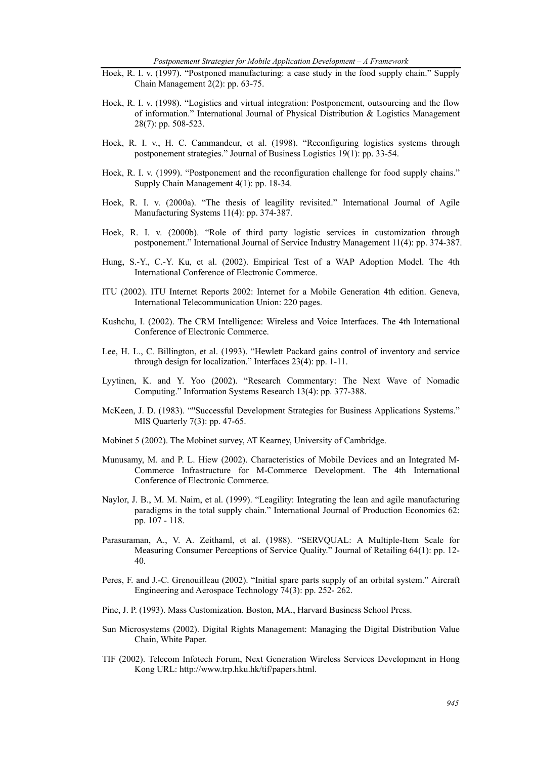Hoek, R. I. v. (1997). "Postponed manufacturing: a case study in the food supply chain." Supply Chain Management 2(2): pp. 63-75.

Hoek, R. I. v. (1998). "Logistics and virtual integration: Postponement, outsourcing and the flow of information." International Journal of Physical Distribution & Logistics Management 28(7): pp. 508-523.

Hoek, R. I. v., H. C. Cammandeur, et al. (1998). "Reconfiguring logistics systems through postponement strategies." Journal of Business Logistics 19(1): pp. 33-54.

Hoek, R. I. v. (1999). "Postponement and the reconfiguration challenge for food supply chains." Supply Chain Management 4(1): pp. 18-34.

Hoek, R. I. v. (2000a). "The thesis of leagility revisited." International Journal of Agile Manufacturing Systems 11(4): pp. 374-387.

Hoek, R. I. v. (2000b). "Role of third party logistic services in customization through postponement." International Journal of Service Industry Management 11(4): pp. 374-387.

Hung, S.-Y., C.-Y. Ku, et al. (2002). Empirical Test of a WAP Adoption Model. The 4th International Conference of Electronic Commerce.

ITU (2002). ITU Internet Reports 2002: Internet for a Mobile Generation 4th edition. Geneva, International Telecommunication Union: 220 pages.

Kushchu, I. (2002). The CRM Intelligence: Wireless and Voice Interfaces. The 4th International Conference of Electronic Commerce.

Lee, H. L., C. Billington, et al. (1993). "Hewlett Packard gains control of inventory and service through design for localization." Interfaces 23(4): pp. 1-11.

Lyytinen, K. and Y. Yoo (2002). "Research Commentary: The Next Wave of Nomadic Computing." Information Systems Research 13(4): pp. 377-388.

McKeen, J. D. (1983). ""Successful Development Strategies for Business Applications Systems." MIS Quarterly 7(3): pp. 47-65.

Mobinet 5 (2002). The Mobinet survey, AT Kearney, University of Cambridge.

Munusamy, M. and P. L. Hiew (2002). Characteristics of Mobile Devices and an Integrated M-Commerce Infrastructure for M-Commerce Development. The 4th International Conference of Electronic Commerce.

Naylor, J. B., M. M. Naim, et al. (1999). "Leagility: Integrating the lean and agile manufacturing paradigms in the total supply chain." International Journal of Production Economics 62: pp. 107 - 118.

Parasuraman, A., V. A. Zeithaml, et al. (1988). "SERVQUAL: A Multiple-Item Scale for Measuring Consumer Perceptions of Service Quality." Journal of Retailing 64(1): pp. 12-40.

Peres, F. and J.-C. Grenouilleau (2002). "Initial spare parts supply of an orbital system." Aircraft Engineering and Aerospace Technology 74(3): pp. 252- 262.

Pine, J. P. (1993). Mass Customization. Boston, MA., Harvard Business School Press.

Sun Microsystems (2002). Digital Rights Management: Managing the Digital Distribution Value Chain, White Paper.

TIF (2002). Telecom Infotech Forum, Next Generation Wireless Services Development in Hong Kong URL: http://www.trp.hku.hk/tif/papers.html.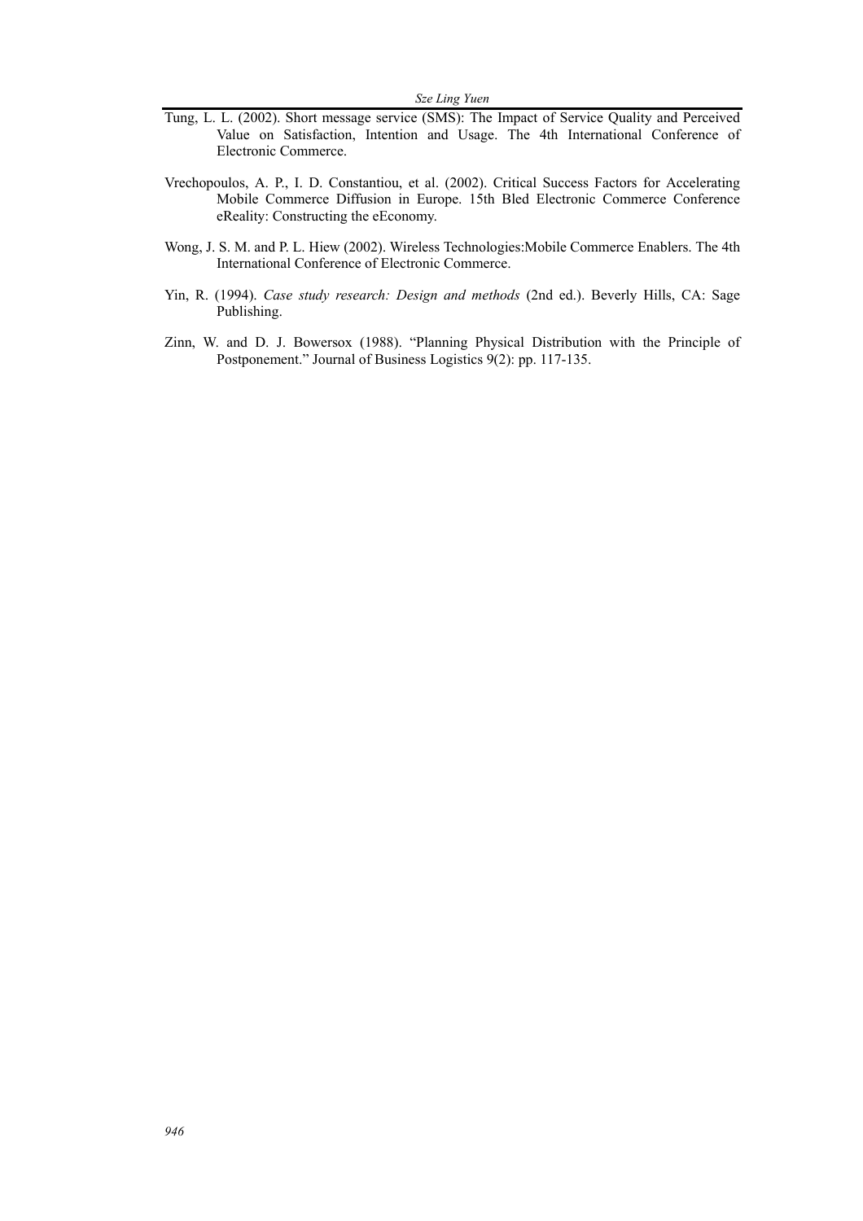Tung, L. L. (2002). Short message service (SMS): The Impact of Service Quality and Perceived Value on Satisfaction, Intention and Usage. The 4th International Conference of Electronic Commerce.

Vrechopoulos, A. P., I. D. Constantiou, et al. (2002). Critical Success Factors for Accelerating Mobile Commerce Diffusion in Europe. 15th Bled Electronic Commerce Conference eReality: Constructing the eEconomy.

Wong, J. S. M. and P. L. Hiew (2002). Wireless Technologies:Mobile Commerce Enablers. The 4th International Conference of Electronic Commerce.

Yin, R. (1994). *Case study research: Design and methods* (2nd ed.). Beverly Hills, CA: Sage Publishing.

Zinn, W. and D. J. Bowersox (1988). "Planning Physical Distribution with the Principle of Postponement." Journal of Business Logistics 9(2): pp. 117-135.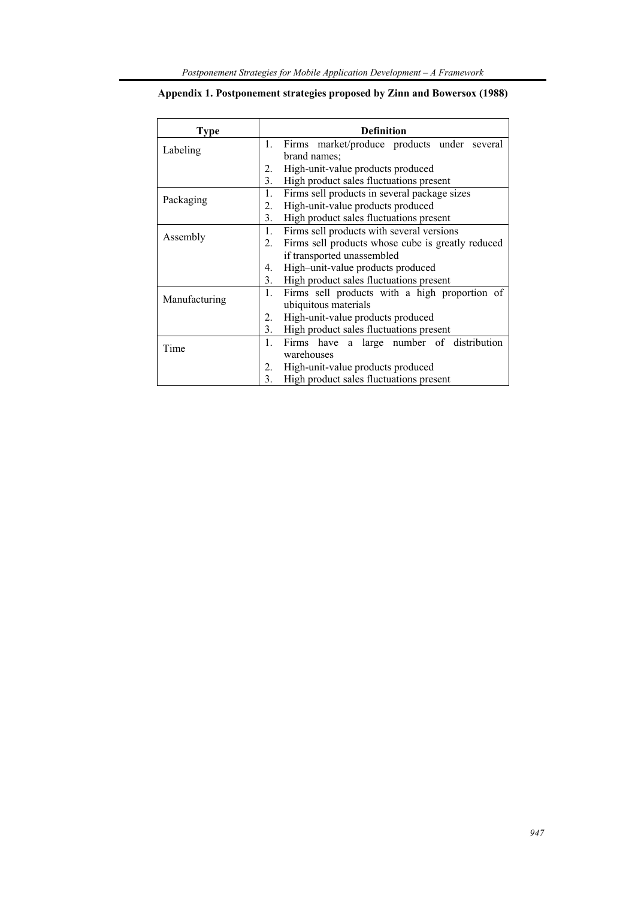**Appendix 1. Postponement strategies proposed by Zinn and Bowersox (1988)**

| Type | Definition |
|---|---|
| Labeling | 1. Firms market/produce products under several brand names;<br>2. High-unit-value products produced<br>3. High product sales fluctuations present |
| Packaging | 1. Firms sell products in several package sizes<br>2. High-unit-value products produced<br>3. High product sales fluctuations present |
| Assembly | 1. Firms sell products with several versions<br>2. Firms sell products whose cube is greatly reduced if transported unassembled<br>4. High–unit-value products produced<br>3. High product sales fluctuations present |
| Manufacturing | 1. Firms sell products with a high proportion of ubiquitous materials<br>2. High-unit-value products produced<br>3. High product sales fluctuations present |
| Time | 1. Firms have a large number of distribution warehouses<br>2. High-unit-value products produced<br>3. High product sales fluctuations present |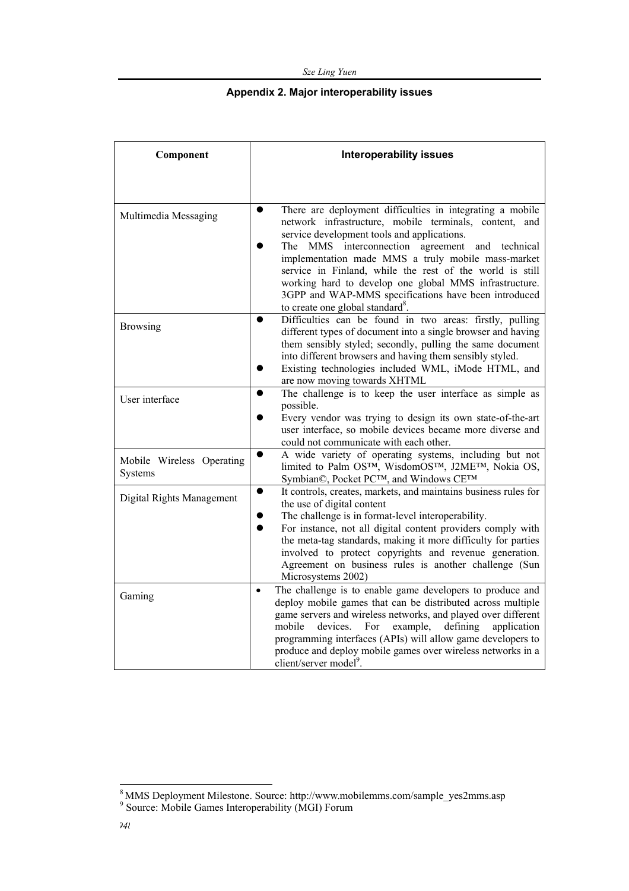## Appendix 2. Major interoperability issues

| Component | Interoperability issues |
|---|---|
| Multimedia Messaging | • There are deployment difficulties in integrating a mobile network infrastructure, mobile terminals, content, and service development tools and applications.<br>• The MMS interconnection agreement and technical implementation made MMS a truly mobile mass-market service in Finland, while the rest of the world is still working hard to develop one global MMS infrastructure. 3GPP and WAP-MMS specifications have been introduced to create one global standard[8]. |
| Browsing | • Difficulties can be found in two areas: firstly, pulling different types of document into a single browser and having them sensibly styled; secondly, pulling the same document into different browsers and having them sensibly styled.<br>• Existing technologies included WML, iMode HTML, and are now moving towards XHTML |
| User interface | • The challenge is to keep the user interface as simple as possible.<br>• Every vendor was trying to design its own state-of-the-art user interface, so mobile devices became more diverse and could not communicate with each other. |
| Mobile Wireless Operating Systems | • A wide variety of operating systems, including but not limited to Palm OS™, WisdomOS™, J2ME™, Nokia OS, Symbian©, Pocket PC™, and Windows CE™ |
| Digital Rights Management | • It controls, creates, markets, and maintains business rules for the use of digital content<br>• The challenge is in format-level interoperability.<br>• For instance, not all digital content providers comply with the meta-tag standards, making it more difficulty for parties involved to protect copyrights and revenue generation. Agreement on business rules is another challenge (Sun Microsystems 2002) |
| Gaming | • The challenge is to enable game developers to produce and deploy mobile games that can be distributed across multiple game servers and wireless networks, and played over different mobile devices. For example, defining application programming interfaces (APIs) will allow game developers to produce and deploy mobile games over wireless networks in a client/server model[9]. |

[8] MMS Deployment Milestone. Source: http://www.mobilemms.com/sample_yes2mms.asp

[9] Source: Mobile Games Interoperability (MGI) Forum